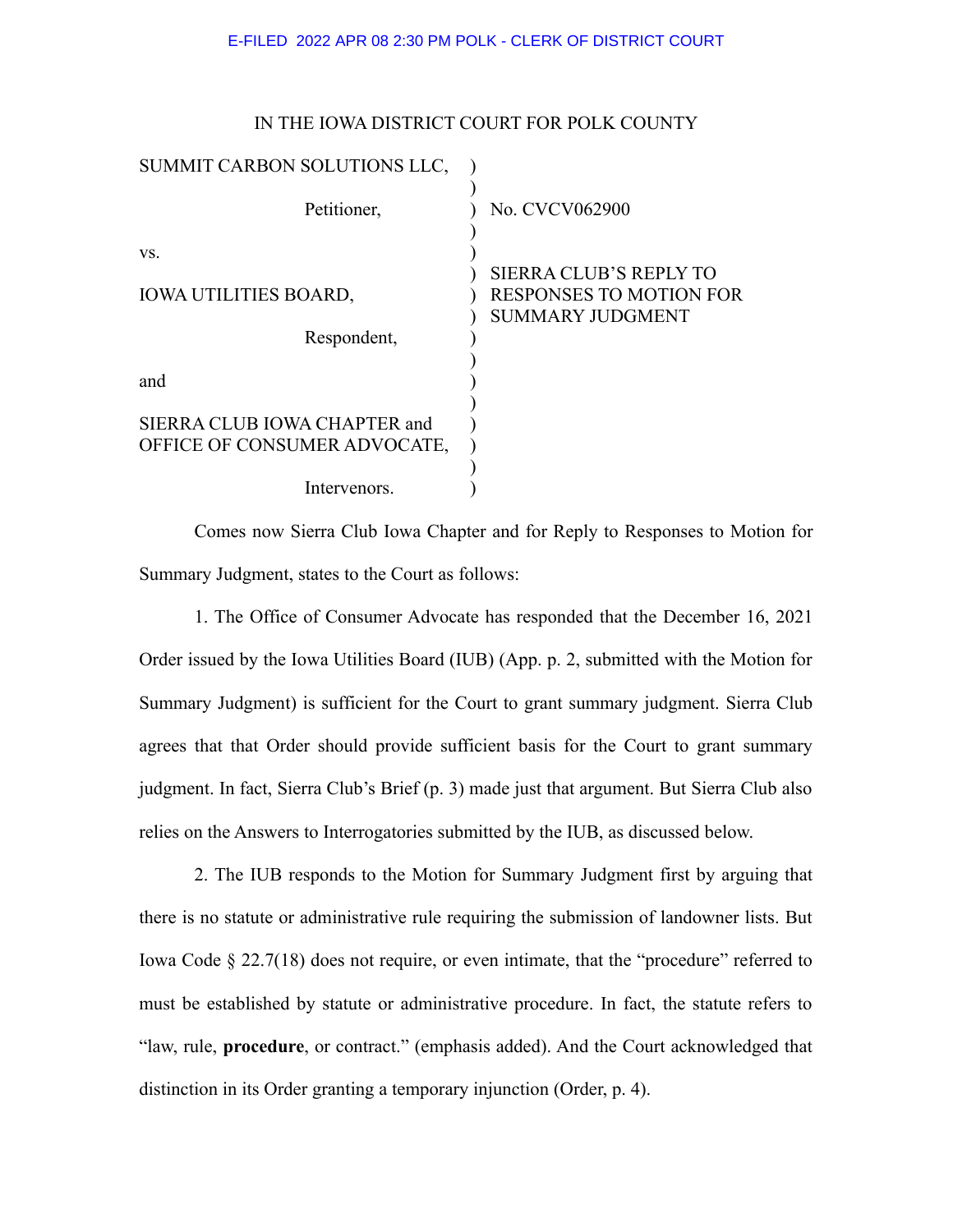E-FILED 2022 APR 08 2:30 PM POLK - CLERK OF DISTRICT COURT

IN THE IOWA DISTRICT COURT FOR POLK COUNTY

| | |
|---|---|
| SUMMIT CARBON SOLUTIONS LLC,<br><br>Petitioner,<br><br>vs.<br><br>IOWA UTILITIES BOARD,<br><br>Respondent,<br><br>and<br><br>SIERRA CLUB IOWA CHAPTER and OFFICE OF CONSUMER ADVOCATE,<br><br>Intervenors. | No. CVCV062900<br><br>SIERRA CLUB'S REPLY TO RESPONSES TO MOTION FOR SUMMARY JUDGMENT |

Comes now Sierra Club Iowa Chapter and for Reply to Responses to Motion for Summary Judgment, states to the Court as follows:

1. The Office of Consumer Advocate has responded that the December 16, 2021 Order issued by the Iowa Utilities Board (IUB) (App. p. 2, submitted with the Motion for Summary Judgment) is sufficient for the Court to grant summary judgment. Sierra Club agrees that that Order should provide sufficient basis for the Court to grant summary judgment. In fact, Sierra Club's Brief (p. 3) made just that argument. But Sierra Club also relies on the Answers to Interrogatories submitted by the IUB, as discussed below.

2. The IUB responds to the Motion for Summary Judgment first by arguing that there is no statute or administrative rule requiring the submission of landowner lists. But Iowa Code § 22.7(18) does not require, or even intimate, that the "procedure" referred to must be established by statute or administrative procedure. In fact, the statute refers to "law, rule, **procedure**, or contract." (emphasis added). And the Court acknowledged that distinction in its Order granting a temporary injunction (Order, p. 4).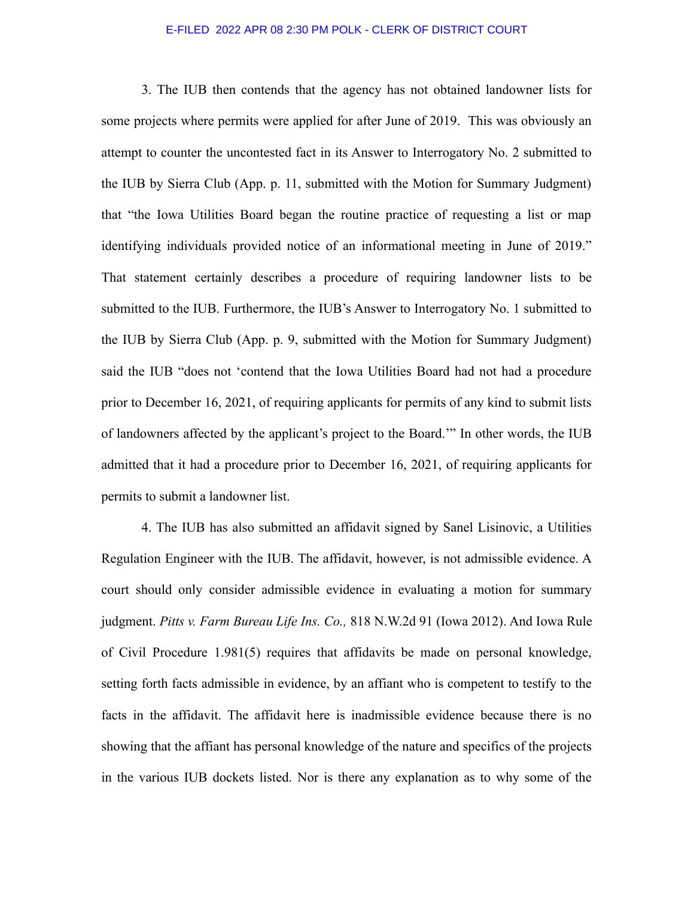3. The IUB then contends that the agency has not obtained landowner lists for some projects where permits were applied for after June of 2019. This was obviously an attempt to counter the uncontested fact in its Answer to Interrogatory No. 2 submitted to the IUB by Sierra Club (App. p. 11, submitted with the Motion for Summary Judgment) that "the Iowa Utilities Board began the routine practice of requesting a list or map identifying individuals provided notice of an informational meeting in June of 2019." That statement certainly describes a procedure of requiring landowner lists to be submitted to the IUB. Furthermore, the IUB's Answer to Interrogatory No. 1 submitted to the IUB by Sierra Club (App. p. 9, submitted with the Motion for Summary Judgment) said the IUB "does not 'contend that the Iowa Utilities Board had not had a procedure prior to December 16, 2021, of requiring applicants for permits of any kind to submit lists of landowners affected by the applicant's project to the Board.'" In other words, the IUB admitted that it had a procedure prior to December 16, 2021, of requiring applicants for permits to submit a landowner list.

4. The IUB has also submitted an affidavit signed by Sanel Lisinovic, a Utilities Regulation Engineer with the IUB. The affidavit, however, is not admissible evidence. A court should only consider admissible evidence in evaluating a motion for summary judgment. *Pitts v. Farm Bureau Life Ins. Co.,* 818 N.W.2d 91 (Iowa 2012). And Iowa Rule of Civil Procedure 1.981(5) requires that affidavits be made on personal knowledge, setting forth facts admissible in evidence, by an affiant who is competent to testify to the facts in the affidavit. The affidavit here is inadmissible evidence because there is no showing that the affiant has personal knowledge of the nature and specifics of the projects in the various IUB dockets listed. Nor is there any explanation as to why some of the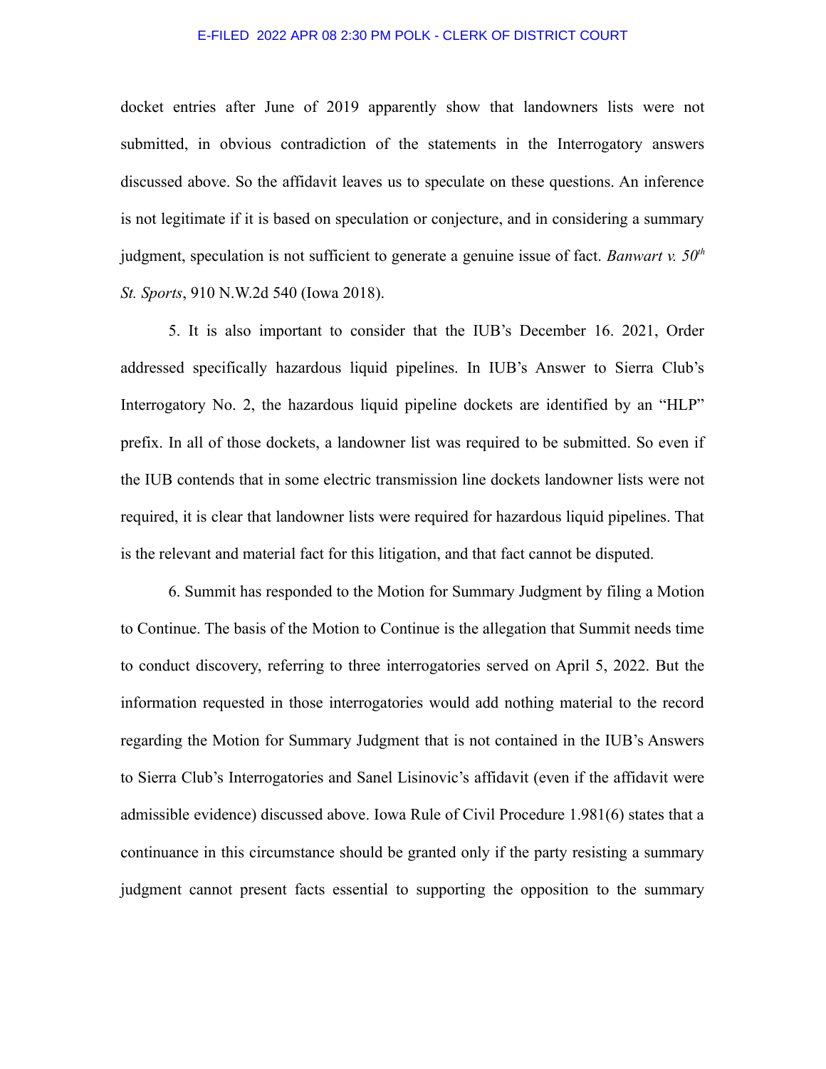docket entries after June of 2019 apparently show that landowners lists were not submitted, in obvious contradiction of the statements in the Interrogatory answers discussed above. So the affidavit leaves us to speculate on these questions. An inference is not legitimate if it is based on speculation or conjecture, and in considering a summary judgment, speculation is not sufficient to generate a genuine issue of fact. *Banwart v. 50th St. Sports*, 910 N.W.2d 540 (Iowa 2018).

5. It is also important to consider that the IUB's December 16. 2021, Order addressed specifically hazardous liquid pipelines. In IUB's Answer to Sierra Club's Interrogatory No. 2, the hazardous liquid pipeline dockets are identified by an "HLP" prefix. In all of those dockets, a landowner list was required to be submitted. So even if the IUB contends that in some electric transmission line dockets landowner lists were not required, it is clear that landowner lists were required for hazardous liquid pipelines. That is the relevant and material fact for this litigation, and that fact cannot be disputed.

6. Summit has responded to the Motion for Summary Judgment by filing a Motion to Continue. The basis of the Motion to Continue is the allegation that Summit needs time to conduct discovery, referring to three interrogatories served on April 5, 2022. But the information requested in those interrogatories would add nothing material to the record regarding the Motion for Summary Judgment that is not contained in the IUB's Answers to Sierra Club's Interrogatories and Sanel Lisinovic's affidavit (even if the affidavit were admissible evidence) discussed above. Iowa Rule of Civil Procedure 1.981(6) states that a continuance in this circumstance should be granted only if the party resisting a summary judgment cannot present facts essential to supporting the opposition to the summary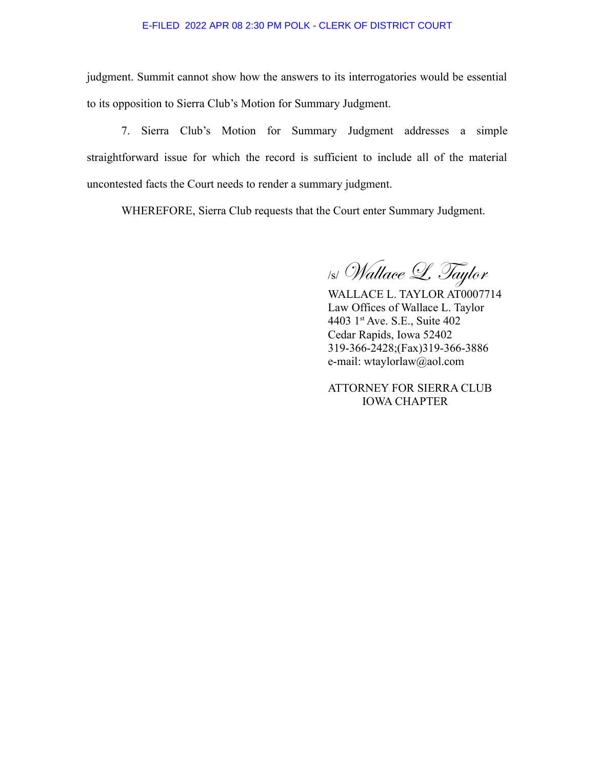judgment. Summit cannot show how the answers to its interrogatories would be essential to its opposition to Sierra Club's Motion for Summary Judgment.

7. Sierra Club's Motion for Summary Judgment addresses a simple straightforward issue for which the record is sufficient to include all of the material uncontested facts the Court needs to render a summary judgment.

WHEREFORE, Sierra Club requests that the Court enter Summary Judgment.

/s/ *Wallace L. Taylor*
WALLACE L. TAYLOR AT0007714
Law Offices of Wallace L. Taylor
4403 1st Ave. S.E., Suite 402
Cedar Rapids, Iowa 52402
319-366-2428;(Fax)319-366-3886
e-mail: wtaylorlaw@aol.com

ATTORNEY FOR SIERRA CLUB
IOWA CHAPTER